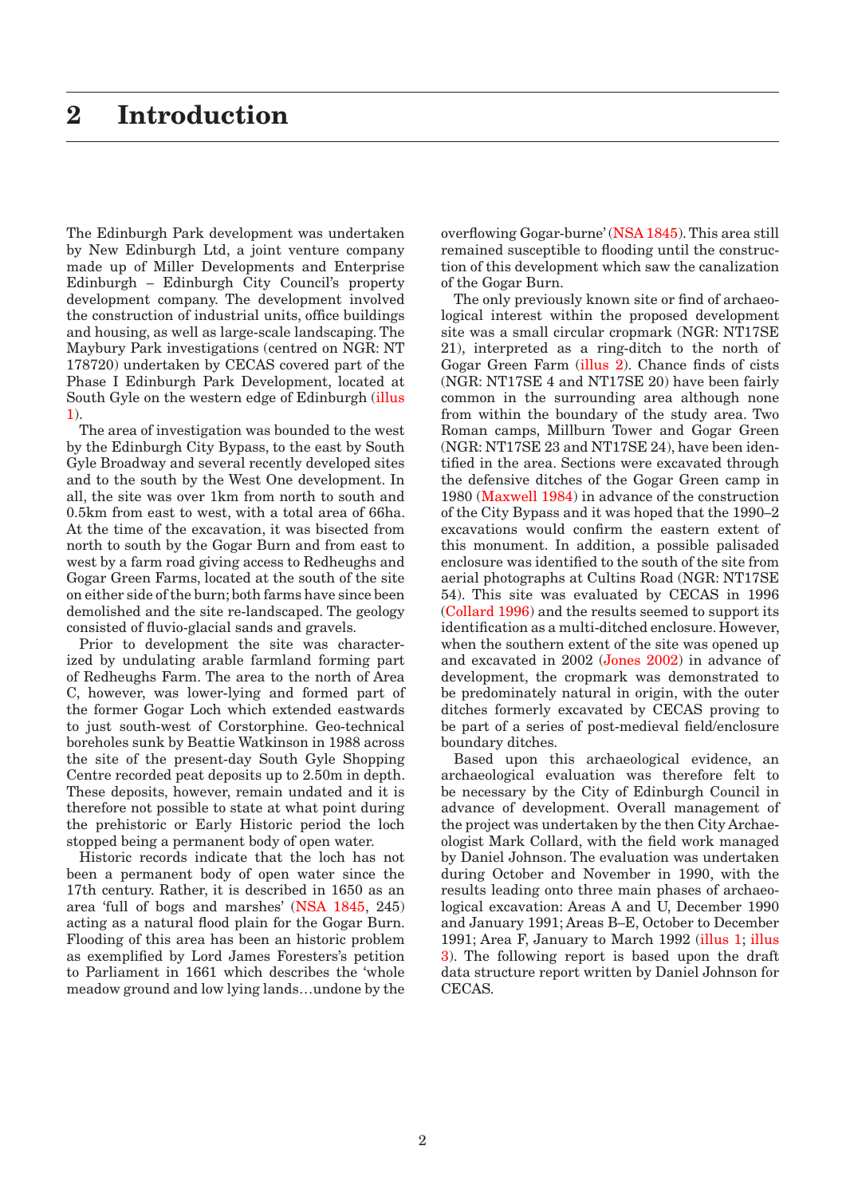# 2 Introduction

The Edinburgh Park development was undertaken by New Edinburgh Ltd, a joint venture company made up of Miller Developments and Enterprise Edinburgh – Edinburgh City Council's property development company. The development involved the construction of industrial units, office buildings and housing, as well as large-scale landscaping. The Maybury Park investigations (centred on NGR: NT 178720) undertaken by CECAS covered part of the Phase I Edinburgh Park Development, located at South Gyle on the western edge of Edinburgh (illus 1).

The area of investigation was bounded to the west by the Edinburgh City Bypass, to the east by South Gyle Broadway and several recently developed sites and to the south by the West One development. In all, the site was over 1km from north to south and 0.5km from east to west, with a total area of 66ha. At the time of the excavation, it was bisected from north to south by the Gogar Burn and from east to west by a farm road giving access to Redheughs and Gogar Green Farms, located at the south of the site on either side of the burn; both farms have since been demolished and the site re-landscaped. The geology consisted of fluvio-glacial sands and gravels.

Prior to development the site was characterized by undulating arable farmland forming part of Redheughs Farm. The area to the north of Area C, however, was lower-lying and formed part of the former Gogar Loch which extended eastwards to just south-west of Corstorphine. Geo-technical boreholes sunk by Beattie Watkinson in 1988 across the site of the present-day South Gyle Shopping Centre recorded peat deposits up to 2.50m in depth. These deposits, however, remain undated and it is therefore not possible to state at what point during the prehistoric or Early Historic period the loch stopped being a permanent body of open water.

Historic records indicate that the loch has not been a permanent body of open water since the 17th century. Rather, it is described in 1650 as an area 'full of bogs and marshes' (NSA 1845, 245) acting as a natural flood plain for the Gogar Burn. Flooding of this area has been an historic problem as exemplified by Lord James Foresters's petition to Parliament in 1661 which describes the 'whole meadow ground and low lying lands…undone by the overflowing Gogar-burne' (NSA 1845). This area still remained susceptible to flooding until the construction of this development which saw the canalization of the Gogar Burn.

The only previously known site or find of archaeological interest within the proposed development site was a small circular cropmark (NGR: NT17SE 21), interpreted as a ring-ditch to the north of Gogar Green Farm (illus 2). Chance finds of cists (NGR: NT17SE 4 and NT17SE 20) have been fairly common in the surrounding area although none from within the boundary of the study area. Two Roman camps, Millburn Tower and Gogar Green (NGR: NT17SE 23 and NT17SE 24), have been identified in the area. Sections were excavated through the defensive ditches of the Gogar Green camp in 1980 (Maxwell 1984) in advance of the construction of the City Bypass and it was hoped that the 1990–2 excavations would confirm the eastern extent of this monument. In addition, a possible palisaded enclosure was identified to the south of the site from aerial photographs at Cultins Road (NGR: NT17SE 54). This site was evaluated by CECAS in 1996 (Collard 1996) and the results seemed to support its identification as a multi-ditched enclosure. However, when the southern extent of the site was opened up and excavated in 2002 (Jones 2002) in advance of development, the cropmark was demonstrated to be predominately natural in origin, with the outer ditches formerly excavated by CECAS proving to be part of a series of post-medieval field/enclosure boundary ditches.

Based upon this archaeological evidence, an archaeological evaluation was therefore felt to be necessary by the City of Edinburgh Council in advance of development. Overall management of the project was undertaken by the then City Archaeologist Mark Collard, with the field work managed by Daniel Johnson. The evaluation was undertaken during October and November in 1990, with the results leading onto three main phases of archaeological excavation: Areas A and U, December 1990 and January 1991; Areas B–E, October to December 1991; Area F, January to March 1992 (illus 1; illus 3). The following report is based upon the draft data structure report written by Daniel Johnson for CECAS.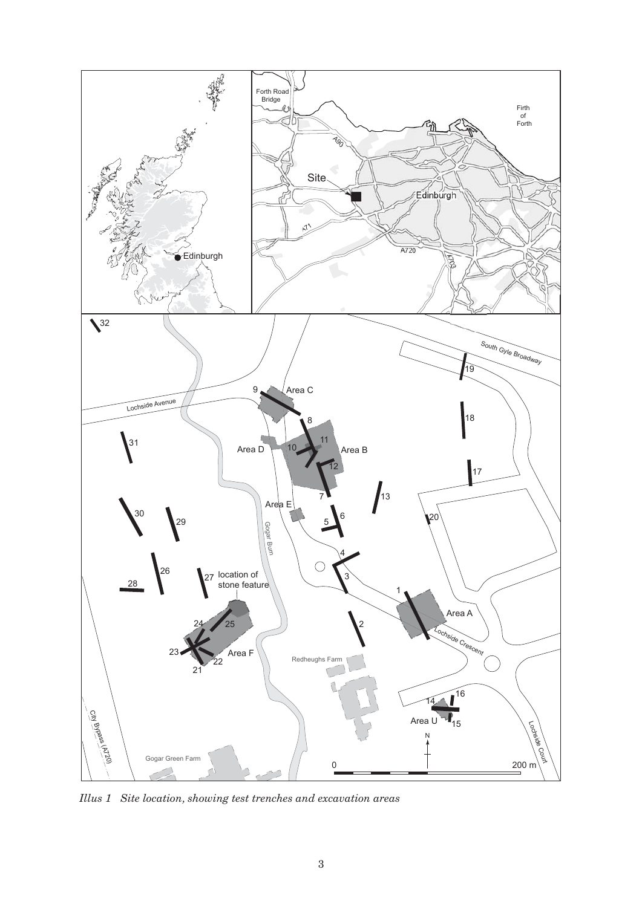*Illus 1 Site location, showing test trenches and excavation areas*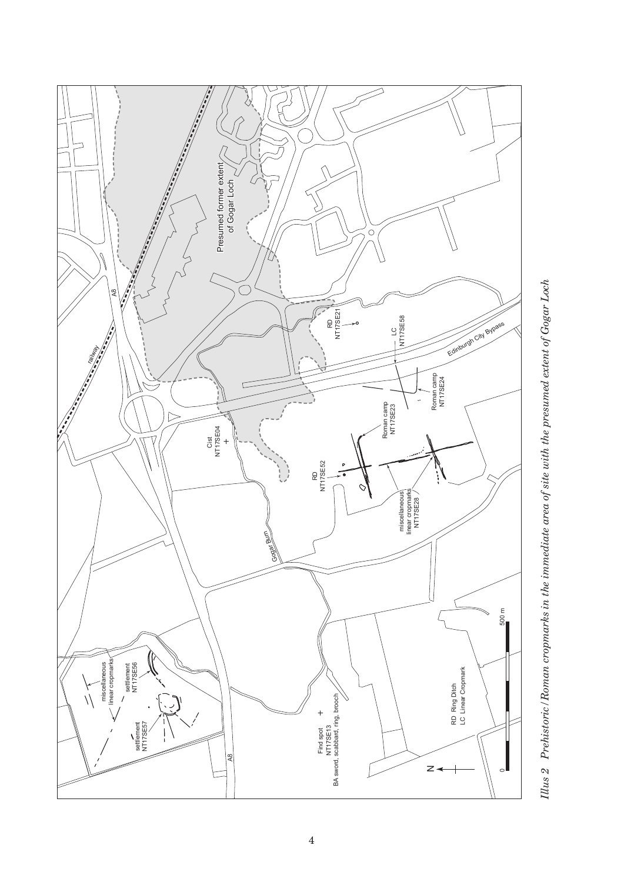*Illus 2 Prehistoric/Roman cropmarks in the immediate area of site with the presumed extent of Gogar Loch*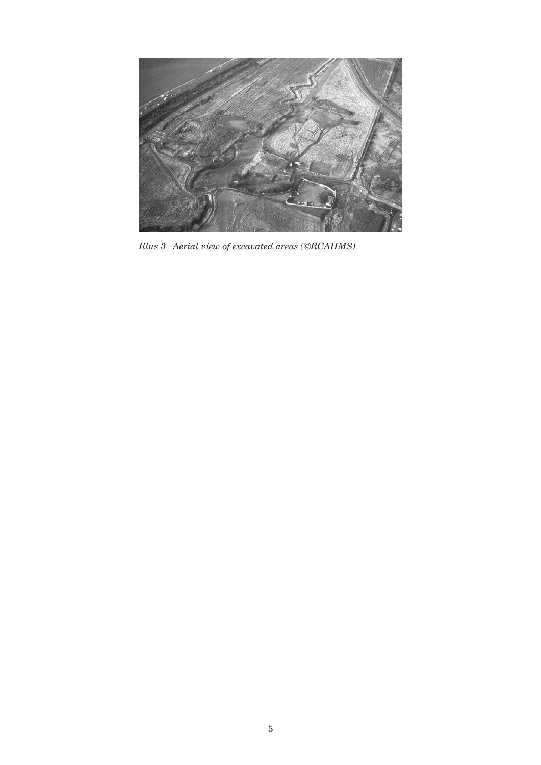*Illus 3 Aerial view of excavated areas (©RCAHMS)*